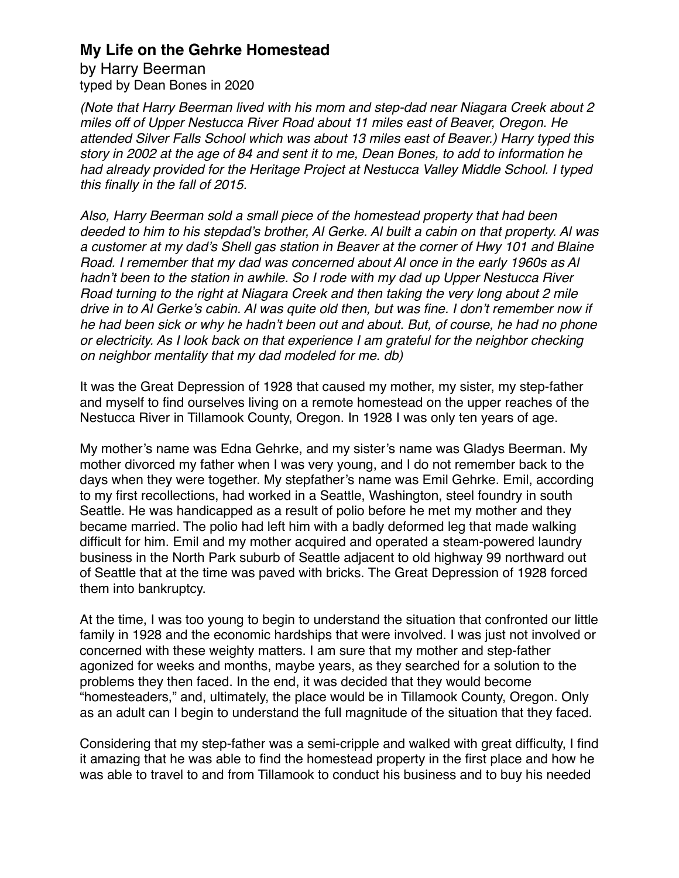# My Life on the Gehrke Homestead

by Harry Beerman
typed by Dean Bones in 2020

*(Note that Harry Beerman lived with his mom and step-dad near Niagara Creek about 2 miles off of Upper Nestucca River Road about 11 miles east of Beaver, Oregon. He attended Silver Falls School which was about 13 miles east of Beaver.) Harry typed this story in 2002 at the age of 84 and sent it to me, Dean Bones, to add to information he had already provided for the Heritage Project at Nestucca Valley Middle School. I typed this finally in the fall of 2015.*

*Also, Harry Beerman sold a small piece of the homestead property that had been deeded to him to his stepdad's brother, Al Gerke. Al built a cabin on that property. Al was a customer at my dad's Shell gas station in Beaver at the corner of Hwy 101 and Blaine Road. I remember that my dad was concerned about Al once in the early 1960s as Al hadn't been to the station in awhile. So I rode with my dad up Upper Nestucca River Road turning to the right at Niagara Creek and then taking the very long about 2 mile drive in to Al Gerke's cabin. Al was quite old then, but was fine. I don't remember now if he had been sick or why he hadn't been out and about. But, of course, he had no phone or electricity. As I look back on that experience I am grateful for the neighbor checking on neighbor mentality that my dad modeled for me. db)*

It was the Great Depression of 1928 that caused my mother, my sister, my step-father and myself to find ourselves living on a remote homestead on the upper reaches of the Nestucca River in Tillamook County, Oregon. In 1928 I was only ten years of age.

My mother's name was Edna Gehrke, and my sister's name was Gladys Beerman. My mother divorced my father when I was very young, and I do not remember back to the days when they were together. My stepfather's name was Emil Gehrke. Emil, according to my first recollections, had worked in a Seattle, Washington, steel foundry in south Seattle. He was handicapped as a result of polio before he met my mother and they became married. The polio had left him with a badly deformed leg that made walking difficult for him. Emil and my mother acquired and operated a steam-powered laundry business in the North Park suburb of Seattle adjacent to old highway 99 northward out of Seattle that at the time was paved with bricks. The Great Depression of 1928 forced them into bankruptcy.

At the time, I was too young to begin to understand the situation that confronted our little family in 1928 and the economic hardships that were involved. I was just not involved or concerned with these weighty matters. I am sure that my mother and step-father agonized for weeks and months, maybe years, as they searched for a solution to the problems they then faced. In the end, it was decided that they would become "homesteaders," and, ultimately, the place would be in Tillamook County, Oregon. Only as an adult can I begin to understand the full magnitude of the situation that they faced.

Considering that my step-father was a semi-cripple and walked with great difficulty, I find it amazing that he was able to find the homestead property in the first place and how he was able to travel to and from Tillamook to conduct his business and to buy his needed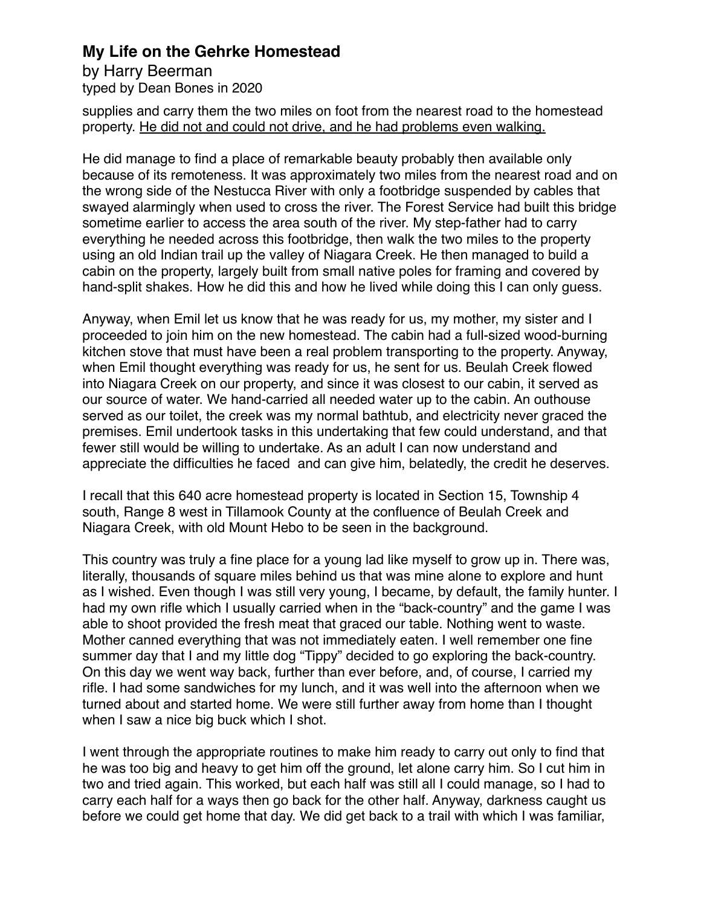supplies and carry them the two miles on foot from the nearest road to the homestead property. <u>He did not and could not drive, and he had problems even walking.</u>

He did manage to find a place of remarkable beauty probably then available only because of its remoteness. It was approximately two miles from the nearest road and on the wrong side of the Nestucca River with only a footbridge suspended by cables that swayed alarmingly when used to cross the river. The Forest Service had built this bridge sometime earlier to access the area south of the river. My step-father had to carry everything he needed across this footbridge, then walk the two miles to the property using an old Indian trail up the valley of Niagara Creek. He then managed to build a cabin on the property, largely built from small native poles for framing and covered by hand-split shakes. How he did this and how he lived while doing this I can only guess.

Anyway, when Emil let us know that he was ready for us, my mother, my sister and I proceeded to join him on the new homestead. The cabin had a full-sized wood-burning kitchen stove that must have been a real problem transporting to the property. Anyway, when Emil thought everything was ready for us, he sent for us. Beulah Creek flowed into Niagara Creek on our property, and since it was closest to our cabin, it served as our source of water. We hand-carried all needed water up to the cabin. An outhouse served as our toilet, the creek was my normal bathtub, and electricity never graced the premises. Emil undertook tasks in this undertaking that few could understand, and that fewer still would be willing to undertake. As an adult I can now understand and appreciate the difficulties he faced and can give him, belatedly, the credit he deserves.

I recall that this 640 acre homestead property is located in Section 15, Township 4 south, Range 8 west in Tillamook County at the confluence of Beulah Creek and Niagara Creek, with old Mount Hebo to be seen in the background.

This country was truly a fine place for a young lad like myself to grow up in. There was, literally, thousands of square miles behind us that was mine alone to explore and hunt as I wished. Even though I was still very young, I became, by default, the family hunter. I had my own rifle which I usually carried when in the "back-country" and the game I was able to shoot provided the fresh meat that graced our table. Nothing went to waste. Mother canned everything that was not immediately eaten. I well remember one fine summer day that I and my little dog "Tippy" decided to go exploring the back-country. On this day we went way back, further than ever before, and, of course, I carried my rifle. I had some sandwiches for my lunch, and it was well into the afternoon when we turned about and started home. We were still further away from home than I thought when I saw a nice big buck which I shot.

I went through the appropriate routines to make him ready to carry out only to find that he was too big and heavy to get him off the ground, let alone carry him. So I cut him in two and tried again. This worked, but each half was still all I could manage, so I had to carry each half for a ways then go back for the other half. Anyway, darkness caught us before we could get home that day. We did get back to a trail with which I was familiar,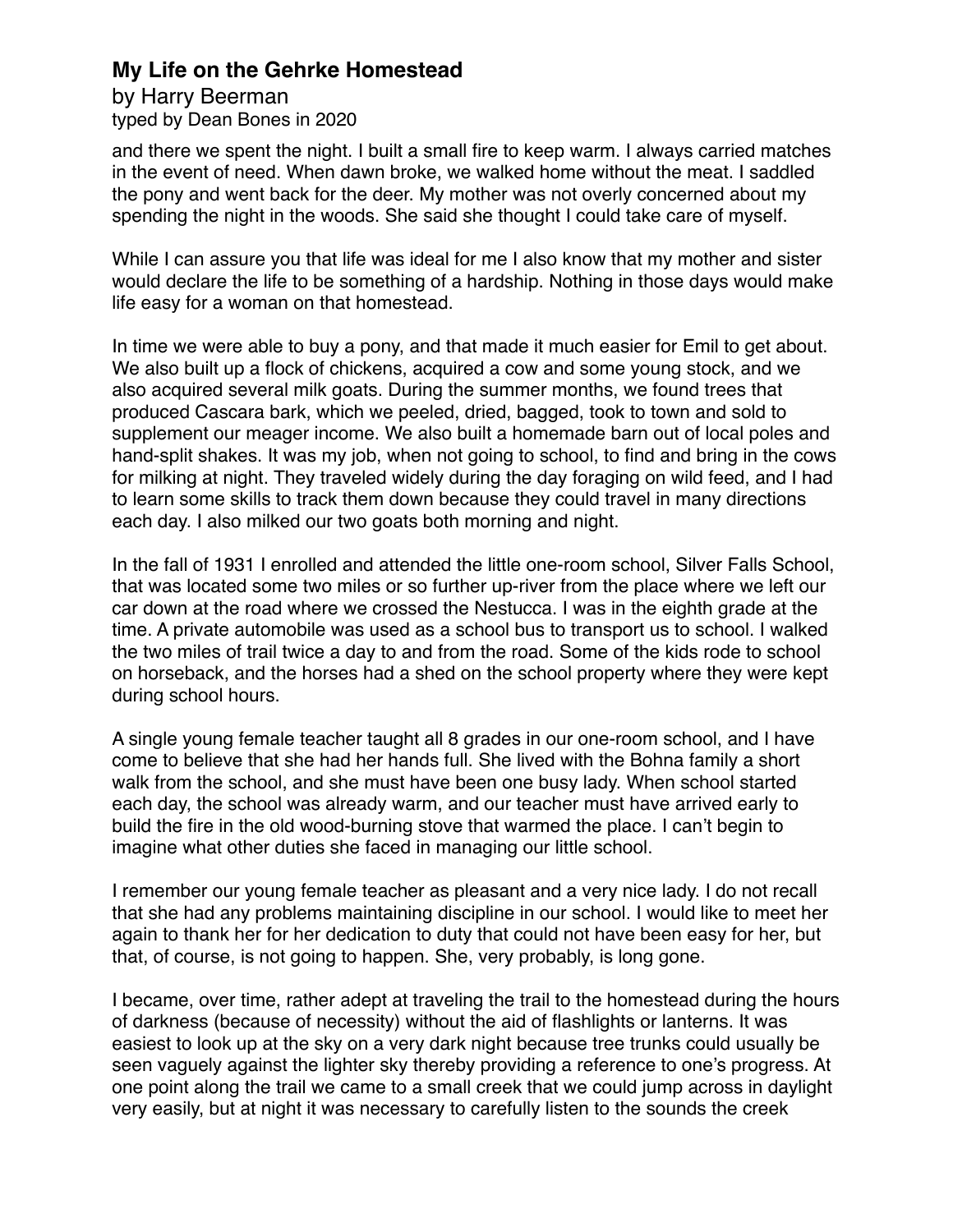and there we spent the night. I built a small fire to keep warm. I always carried matches in the event of need. When dawn broke, we walked home without the meat. I saddled the pony and went back for the deer. My mother was not overly concerned about my spending the night in the woods. She said she thought I could take care of myself.

While I can assure you that life was ideal for me I also know that my mother and sister would declare the life to be something of a hardship. Nothing in those days would make life easy for a woman on that homestead.

In time we were able to buy a pony, and that made it much easier for Emil to get about. We also built up a flock of chickens, acquired a cow and some young stock, and we also acquired several milk goats. During the summer months, we found trees that produced Cascara bark, which we peeled, dried, bagged, took to town and sold to supplement our meager income. We also built a homemade barn out of local poles and hand-split shakes. It was my job, when not going to school, to find and bring in the cows for milking at night. They traveled widely during the day foraging on wild feed, and I had to learn some skills to track them down because they could travel in many directions each day. I also milked our two goats both morning and night.

In the fall of 1931 I enrolled and attended the little one-room school, Silver Falls School, that was located some two miles or so further up-river from the place where we left our car down at the road where we crossed the Nestucca. I was in the eighth grade at the time. A private automobile was used as a school bus to transport us to school. I walked the two miles of trail twice a day to and from the road. Some of the kids rode to school on horseback, and the horses had a shed on the school property where they were kept during school hours.

A single young female teacher taught all 8 grades in our one-room school, and I have come to believe that she had her hands full. She lived with the Bohna family a short walk from the school, and she must have been one busy lady. When school started each day, the school was already warm, and our teacher must have arrived early to build the fire in the old wood-burning stove that warmed the place. I can't begin to imagine what other duties she faced in managing our little school.

I remember our young female teacher as pleasant and a very nice lady. I do not recall that she had any problems maintaining discipline in our school. I would like to meet her again to thank her for her dedication to duty that could not have been easy for her, but that, of course, is not going to happen. She, very probably, is long gone.

I became, over time, rather adept at traveling the trail to the homestead during the hours of darkness (because of necessity) without the aid of flashlights or lanterns. It was easiest to look up at the sky on a very dark night because tree trunks could usually be seen vaguely against the lighter sky thereby providing a reference to one's progress. At one point along the trail we came to a small creek that we could jump across in daylight very easily, but at night it was necessary to carefully listen to the sounds the creek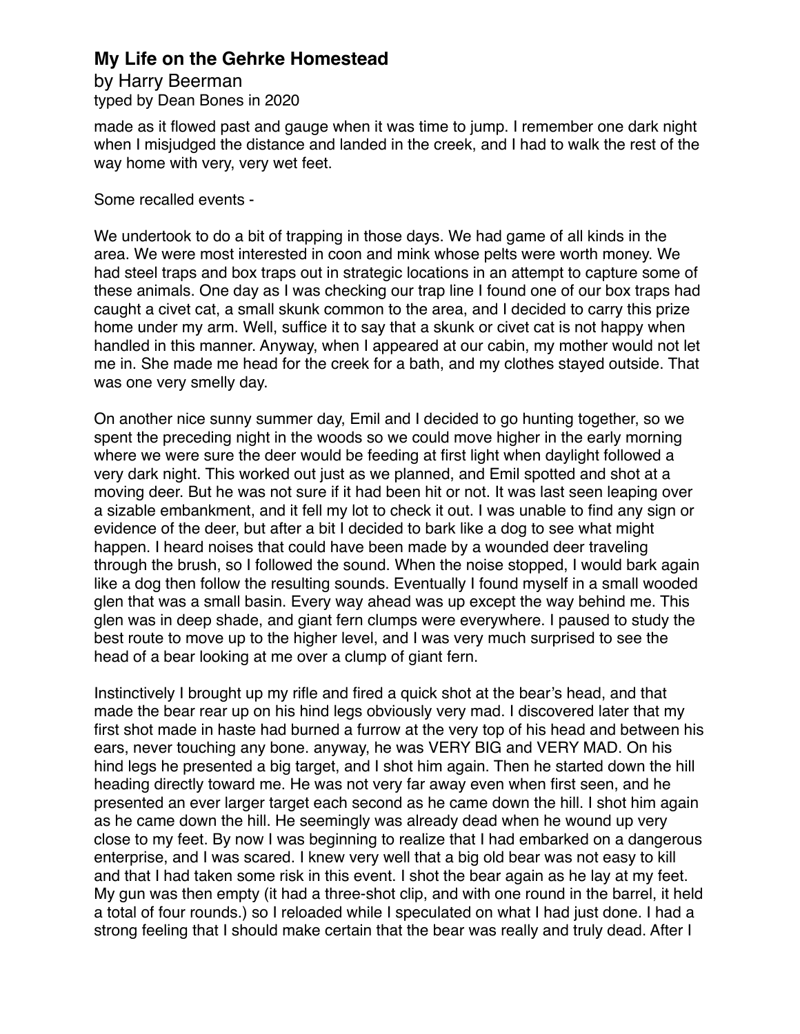made as it flowed past and gauge when it was time to jump. I remember one dark night when I misjudged the distance and landed in the creek, and I had to walk the rest of the way home with very, very wet feet.

Some recalled events -

We undertook to do a bit of trapping in those days. We had game of all kinds in the area. We were most interested in coon and mink whose pelts were worth money. We had steel traps and box traps out in strategic locations in an attempt to capture some of these animals. One day as I was checking our trap line I found one of our box traps had caught a civet cat, a small skunk common to the area, and I decided to carry this prize home under my arm. Well, suffice it to say that a skunk or civet cat is not happy when handled in this manner. Anyway, when I appeared at our cabin, my mother would not let me in. She made me head for the creek for a bath, and my clothes stayed outside. That was one very smelly day.

On another nice sunny summer day, Emil and I decided to go hunting together, so we spent the preceding night in the woods so we could move higher in the early morning where we were sure the deer would be feeding at first light when daylight followed a very dark night. This worked out just as we planned, and Emil spotted and shot at a moving deer. But he was not sure if it had been hit or not. It was last seen leaping over a sizable embankment, and it fell my lot to check it out. I was unable to find any sign or evidence of the deer, but after a bit I decided to bark like a dog to see what might happen. I heard noises that could have been made by a wounded deer traveling through the brush, so I followed the sound. When the noise stopped, I would bark again like a dog then follow the resulting sounds. Eventually I found myself in a small wooded glen that was a small basin. Every way ahead was up except the way behind me. This glen was in deep shade, and giant fern clumps were everywhere. I paused to study the best route to move up to the higher level, and I was very much surprised to see the head of a bear looking at me over a clump of giant fern.

Instinctively I brought up my rifle and fired a quick shot at the bear's head, and that made the bear rear up on his hind legs obviously very mad. I discovered later that my first shot made in haste had burned a furrow at the very top of his head and between his ears, never touching any bone. anyway, he was VERY BIG and VERY MAD. On his hind legs he presented a big target, and I shot him again. Then he started down the hill heading directly toward me. He was not very far away even when first seen, and he presented an ever larger target each second as he came down the hill. I shot him again as he came down the hill. He seemingly was already dead when he wound up very close to my feet. By now I was beginning to realize that I had embarked on a dangerous enterprise, and I was scared. I knew very well that a big old bear was not easy to kill and that I had taken some risk in this event. I shot the bear again as he lay at my feet. My gun was then empty (it had a three-shot clip, and with one round in the barrel, it held a total of four rounds.) so I reloaded while I speculated on what I had just done. I had a strong feeling that I should make certain that the bear was really and truly dead. After I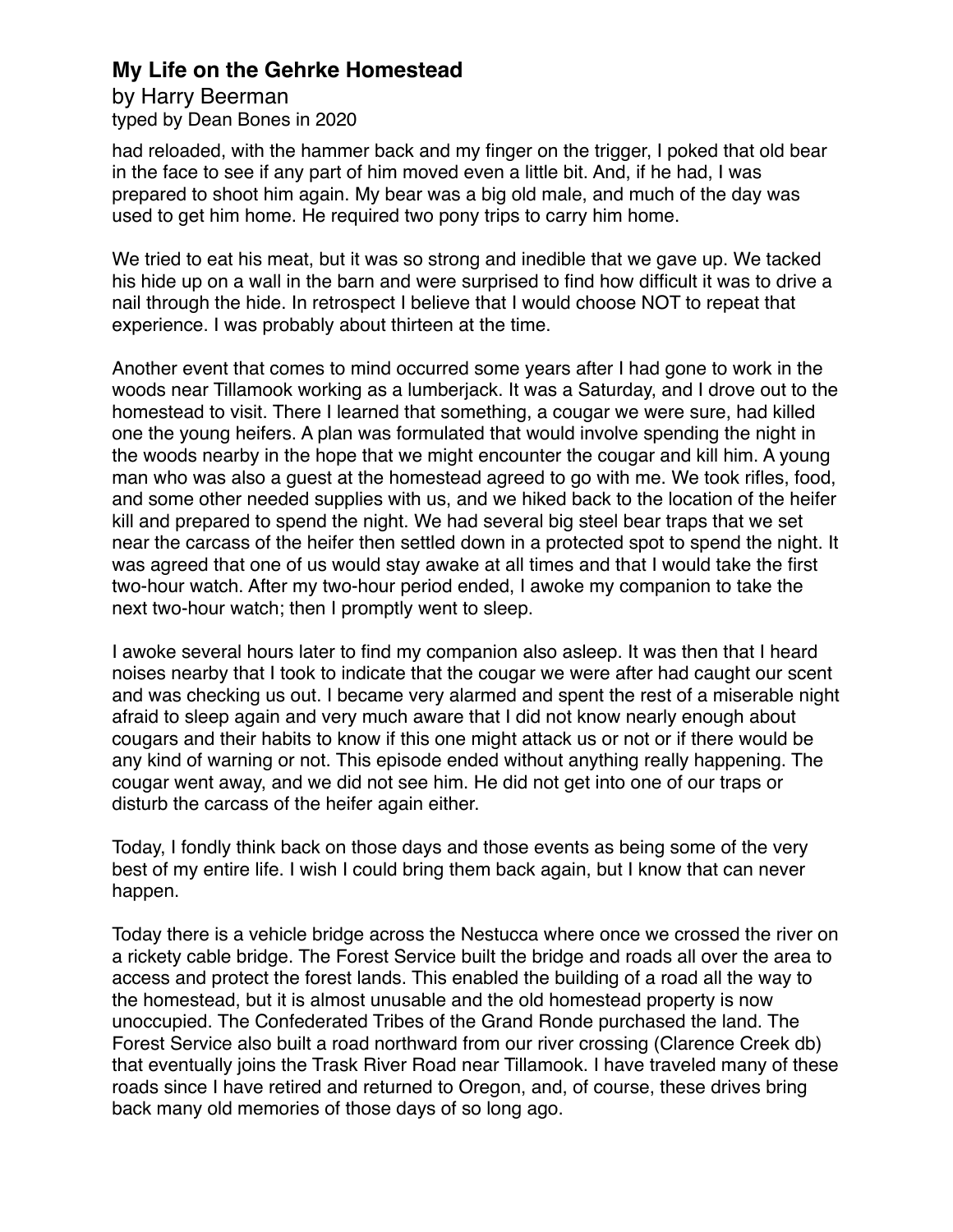had reloaded, with the hammer back and my finger on the trigger, I poked that old bear in the face to see if any part of him moved even a little bit. And, if he had, I was prepared to shoot him again. My bear was a big old male, and much of the day was used to get him home. He required two pony trips to carry him home.

We tried to eat his meat, but it was so strong and inedible that we gave up. We tacked his hide up on a wall in the barn and were surprised to find how difficult it was to drive a nail through the hide. In retrospect I believe that I would choose NOT to repeat that experience. I was probably about thirteen at the time.

Another event that comes to mind occurred some years after I had gone to work in the woods near Tillamook working as a lumberjack. It was a Saturday, and I drove out to the homestead to visit. There I learned that something, a cougar we were sure, had killed one the young heifers. A plan was formulated that would involve spending the night in the woods nearby in the hope that we might encounter the cougar and kill him. A young man who was also a guest at the homestead agreed to go with me. We took rifles, food, and some other needed supplies with us, and we hiked back to the location of the heifer kill and prepared to spend the night. We had several big steel bear traps that we set near the carcass of the heifer then settled down in a protected spot to spend the night. It was agreed that one of us would stay awake at all times and that I would take the first two-hour watch. After my two-hour period ended, I awoke my companion to take the next two-hour watch; then I promptly went to sleep.

I awoke several hours later to find my companion also asleep. It was then that I heard noises nearby that I took to indicate that the cougar we were after had caught our scent and was checking us out. I became very alarmed and spent the rest of a miserable night afraid to sleep again and very much aware that I did not know nearly enough about cougars and their habits to know if this one might attack us or not or if there would be any kind of warning or not. This episode ended without anything really happening. The cougar went away, and we did not see him. He did not get into one of our traps or disturb the carcass of the heifer again either.

Today, I fondly think back on those days and those events as being some of the very best of my entire life. I wish I could bring them back again, but I know that can never happen.

Today there is a vehicle bridge across the Nestucca where once we crossed the river on a rickety cable bridge. The Forest Service built the bridge and roads all over the area to access and protect the forest lands. This enabled the building of a road all the way to the homestead, but it is almost unusable and the old homestead property is now unoccupied. The Confederated Tribes of the Grand Ronde purchased the land. The Forest Service also built a road northward from our river crossing (Clarence Creek db) that eventually joins the Trask River Road near Tillamook. I have traveled many of these roads since I have retired and returned to Oregon, and, of course, these drives bring back many old memories of those days of so long ago.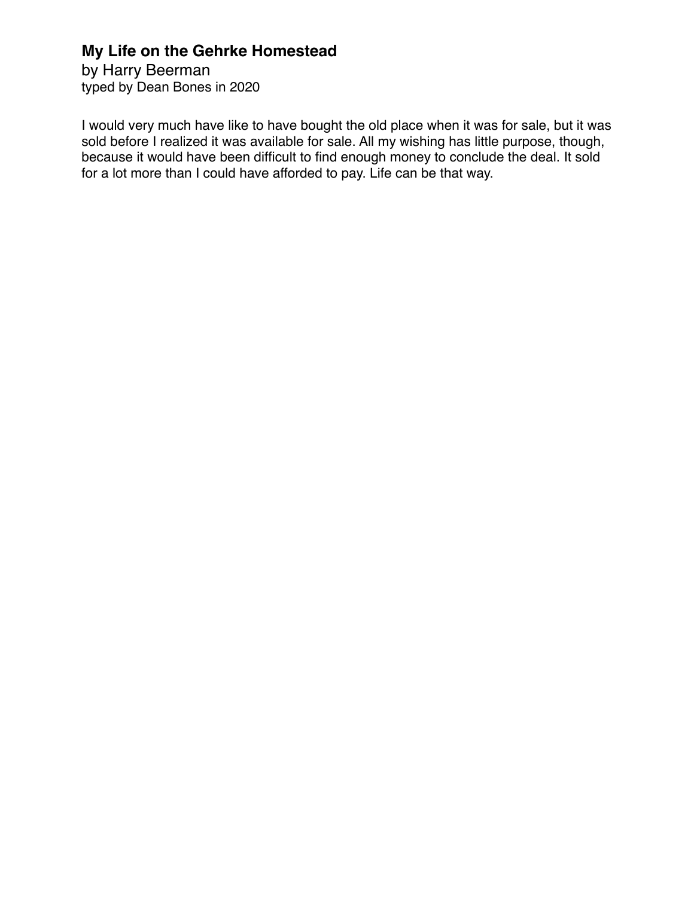**My Life on the Gehrke Homestead**

by Harry Beerman

typed by Dean Bones in 2020

I would very much have like to have bought the old place when it was for sale, but it was sold before I realized it was available for sale. All my wishing has little purpose, though, because it would have been difficult to find enough money to conclude the deal. It sold for a lot more than I could have afforded to pay. Life can be that way.